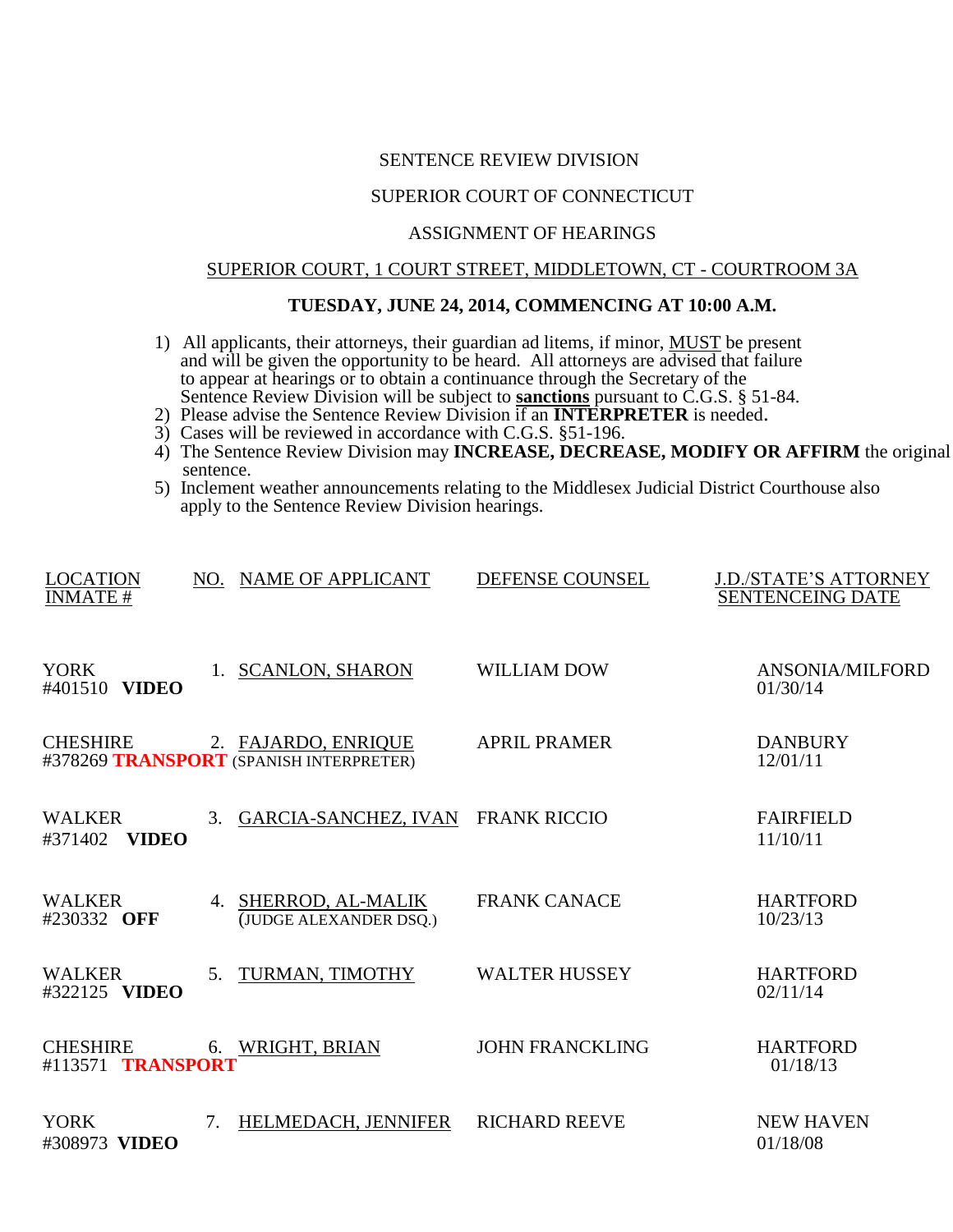SENTENCE REVIEW DIVISION

SUPERIOR COURT OF CONNECTICUT

ASSIGNMENT OF HEARINGS

SUPERIOR COURT, 1 COURT STREET, MIDDLETOWN, CT - COURTROOM 3A

**TUESDAY, JUNE 24, 2014, COMMENCING AT 10:00 A.M.**

1) All applicants, their attorneys, their guardian ad litems, if minor, MUST be present and will be given the opportunity to be heard. All attorneys are advised that failure to appear at hearings or to obtain a continuance through the Secretary of the Sentence Review Division will be subject to **sanctions** pursuant to C.G.S. § 51-84.
2) Please advise the Sentence Review Division if an **INTERPRETER** is needed.
3) Cases will be reviewed in accordance with C.G.S. §51-196.
4) The Sentence Review Division may **INCREASE, DECREASE, MODIFY OR AFFIRM** the original sentence.
5) Inclement weather announcements relating to the Middlesex Judicial District Courthouse also apply to the Sentence Review Division hearings.

| LOCATION INMATE # | NO. | NAME OF APPLICANT | DEFENSE COUNSEL | J.D./STATE'S ATTORNEY SENTENCEING DATE |
|---|---|---|---|---|
| YORK #401510 **VIDEO** | 1. | SCANLON, SHARON | WILLIAM DOW | ANSONIA/MILFORD 01/30/14 |
| CHESHIRE #378269 **TRANSPORT** | 2. | FAJARDO, ENRIQUE (SPANISH INTERPRETER) | APRIL PRAMER | DANBURY 12/01/11 |
| WALKER #371402 **VIDEO** | 3. | GARCIA-SANCHEZ, IVAN | FRANK RICCIO | FAIRFIELD 11/10/11 |
| WALKER #230332 **OFF** | 4. | SHERROD, AL-MALIK (JUDGE ALEXANDER DSQ.) | FRANK CANACE | HARTFORD 10/23/13 |
| WALKER #322125 **VIDEO** | 5. | TURMAN, TIMOTHY | WALTER HUSSEY | HARTFORD 02/11/14 |
| CHESHIRE #113571 **TRANSPORT** | 6. | WRIGHT, BRIAN | JOHN FRANCKLING | HARTFORD 01/18/13 |
| YORK #308973 **VIDEO** | 7. | HELMEDACH, JENNIFER | RICHARD REEVE | NEW HAVEN 01/18/08 |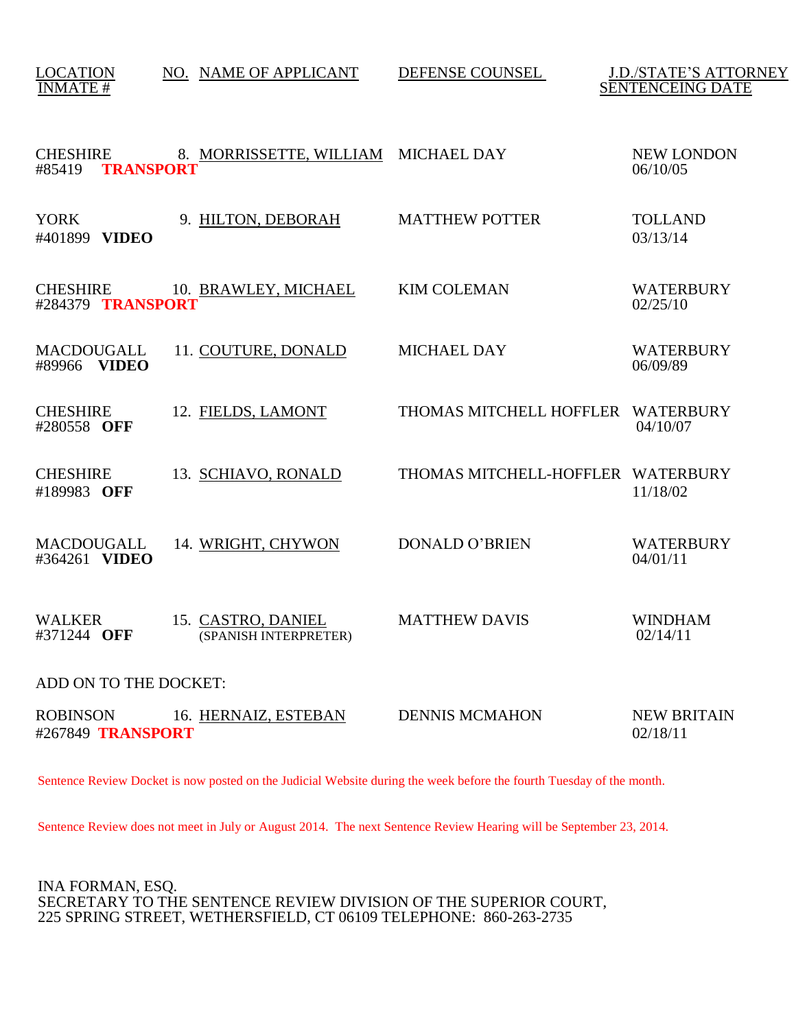| LOCATION INMATE # | NO. | NAME OF APPLICANT | DEFENSE COUNSEL | J.D./STATE'S ATTORNEY SENTENCEING DATE |
| --- | --- | --- | --- | --- |
| CHESHIRE #85419 **TRANSPORT** | 8. | MORRISSETTE, WILLIAM | MICHAEL DAY | NEW LONDON 06/10/05 |
| YORK #401899 **VIDEO** | 9. | HILTON, DEBORAH | MATTHEW POTTER | TOLLAND 03/13/14 |
| CHESHIRE #284379 **TRANSPORT** | 10. | BRAWLEY, MICHAEL | KIM COLEMAN | WATERBURY 02/25/10 |
| MACDOUGALL #89966 **VIDEO** | 11. | COUTURE, DONALD | MICHAEL DAY | WATERBURY 06/09/89 |
| CHESHIRE #280558 **OFF** | 12. | FIELDS, LAMONT | THOMAS MITCHELL HOFFLER | WATERBURY 04/10/07 |
| CHESHIRE #189983 **OFF** | 13. | SCHIAVO, RONALD | THOMAS MITCHELL-HOFFLER | WATERBURY 11/18/02 |
| MACDOUGALL #364261 **VIDEO** | 14. | WRIGHT, CHYWON | DONALD O'BRIEN | WATERBURY 04/01/11 |
| WALKER #371244 **OFF** | 15. | CASTRO, DANIEL (SPANISH INTERPRETER) | MATTHEW DAVIS | WINDHAM 02/14/11 |

ADD ON TO THE DOCKET:

| LOCATION INMATE # | NO. | NAME OF APPLICANT | DEFENSE COUNSEL | J.D./STATE'S ATTORNEY SENTENCEING DATE |
| --- | --- | --- | --- | --- |
| ROBINSON #267849 **TRANSPORT** | 16. | HERNAIZ, ESTEBAN | DENNIS MCMAHON | NEW BRITAIN 02/18/11 |

Sentence Review Docket is now posted on the Judicial Website during the week before the fourth Tuesday of the month.

Sentence Review does not meet in July or August 2014. The next Sentence Review Hearing will be September 23, 2014.

INA FORMAN, ESQ.
SECRETARY TO THE SENTENCE REVIEW DIVISION OF THE SUPERIOR COURT,
225 SPRING STREET, WETHERSFIELD, CT 06109 TELEPHONE: 860-263-2735